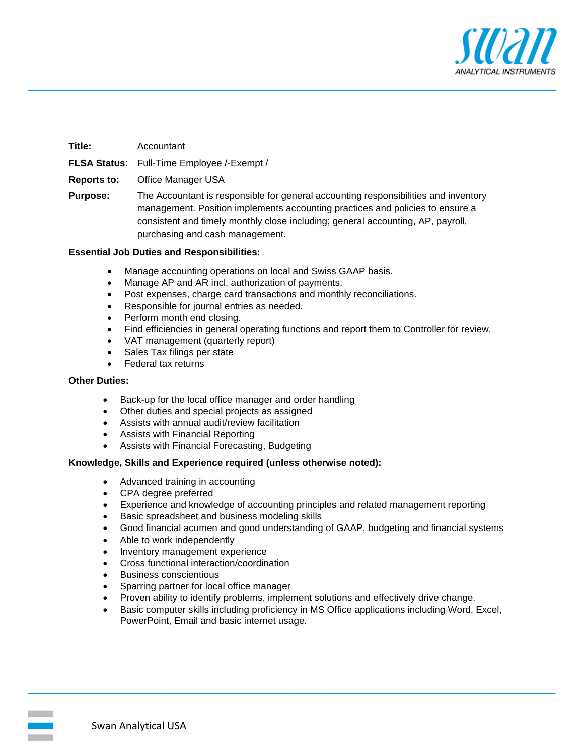**Title:** Accountant

**FLSA Status**: Full-Time Employee /-Exempt /

**Reports to:** Office Manager USA

**Purpose:** The Accountant is responsible for general accounting responsibilities and inventory management. Position implements accounting practices and policies to ensure a consistent and timely monthly close including; general accounting, AP, payroll, purchasing and cash management.

**Essential Job Duties and Responsibilities:**

- Manage accounting operations on local and Swiss GAAP basis.
- Manage AP and AR incl. authorization of payments.
- Post expenses, charge card transactions and monthly reconciliations.
- Responsible for journal entries as needed.
- Perform month end closing.
- Find efficiencies in general operating functions and report them to Controller for review.
- VAT management (quarterly report)
- Sales Tax filings per state
- Federal tax returns

**Other Duties:**

- Back-up for the local office manager and order handling
- Other duties and special projects as assigned
- Assists with annual audit/review facilitation
- Assists with Financial Reporting
- Assists with Financial Forecasting, Budgeting

**Knowledge, Skills and Experience required (unless otherwise noted):**

- Advanced training in accounting
- CPA degree preferred
- Experience and knowledge of accounting principles and related management reporting
- Basic spreadsheet and business modeling skills
- Good financial acumen and good understanding of GAAP, budgeting and financial systems
- Able to work independently
- Inventory management experience
- Cross functional interaction/coordination
- Business conscientious
- Sparring partner for local office manager
- Proven ability to identify problems, implement solutions and effectively drive change.
- Basic computer skills including proficiency in MS Office applications including Word, Excel, PowerPoint, Email and basic internet usage.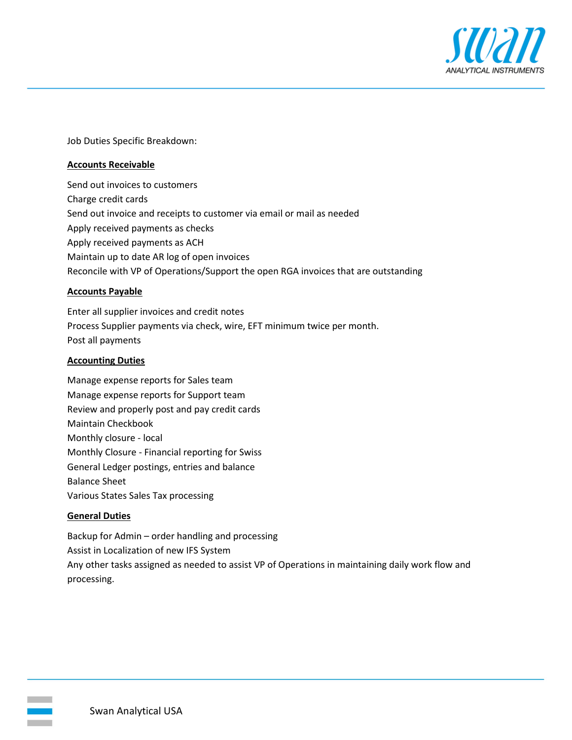Job Duties Specific Breakdown:

## Accounts Receivable

Send out invoices to customers
Charge credit cards
Send out invoice and receipts to customer via email or mail as needed
Apply received payments as checks
Apply received payments as ACH
Maintain up to date AR log of open invoices
Reconcile with VP of Operations/Support the open RGA invoices that are outstanding

## Accounts Payable

Enter all supplier invoices and credit notes
Process Supplier payments via check, wire, EFT minimum twice per month.
Post all payments

## Accounting Duties

Manage expense reports for Sales team
Manage expense reports for Support team
Review and properly post and pay credit cards
Maintain Checkbook
Monthly closure - local
Monthly Closure - Financial reporting for Swiss
General Ledger postings, entries and balance
Balance Sheet
Various States Sales Tax processing

## General Duties

Backup for Admin – order handling and processing
Assist in Localization of new IFS System
Any other tasks assigned as needed to assist VP of Operations in maintaining daily work flow and processing.